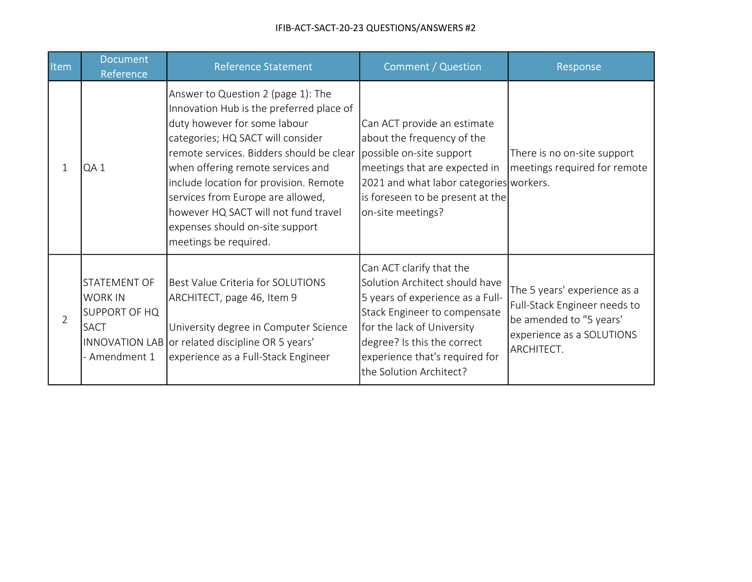# IFIB-ACT-SACT-20-23 QUESTIONS/ANSWERS #2

| Item | Document Reference | Reference Statement | Comment / Question | Response |
|---|---|---|---|---|
| 1 | QA 1 | Answer to Question 2 (page 1): The Innovation Hub is the preferred place of duty however for some labour categories; HQ SACT will consider remote services. Bidders should be clear when offering remote services and include location for provision. Remote services from Europe are allowed, however HQ SACT will not fund travel expenses should on-site support meetings be required. | Can ACT provide an estimate about the frequency of the possible on-site support meetings that are expected in 2021 and what labor categories is foreseen to be present at the on-site meetings? | There is no on-site support meetings required for remote workers. |
| 2 | STATEMENT OF WORK IN SUPPORT OF HQ SACT INNOVATION LAB - Amendment 1 | Best Value Criteria for SOLUTIONS ARCHITECT, page 46, Item 9<br><br>University degree in Computer Science or related discipline OR 5 years' experience as a Full-Stack Engineer | Can ACT clarify that the Solution Architect should have 5 years of experience as a Full-Stack Engineer to compensate for the lack of University degree? Is this the correct experience that's required for the Solution Architect? | The 5 years' experience as a Full-Stack Engineer needs to be amended to "5 years' experience as a SOLUTIONS ARCHITECT. |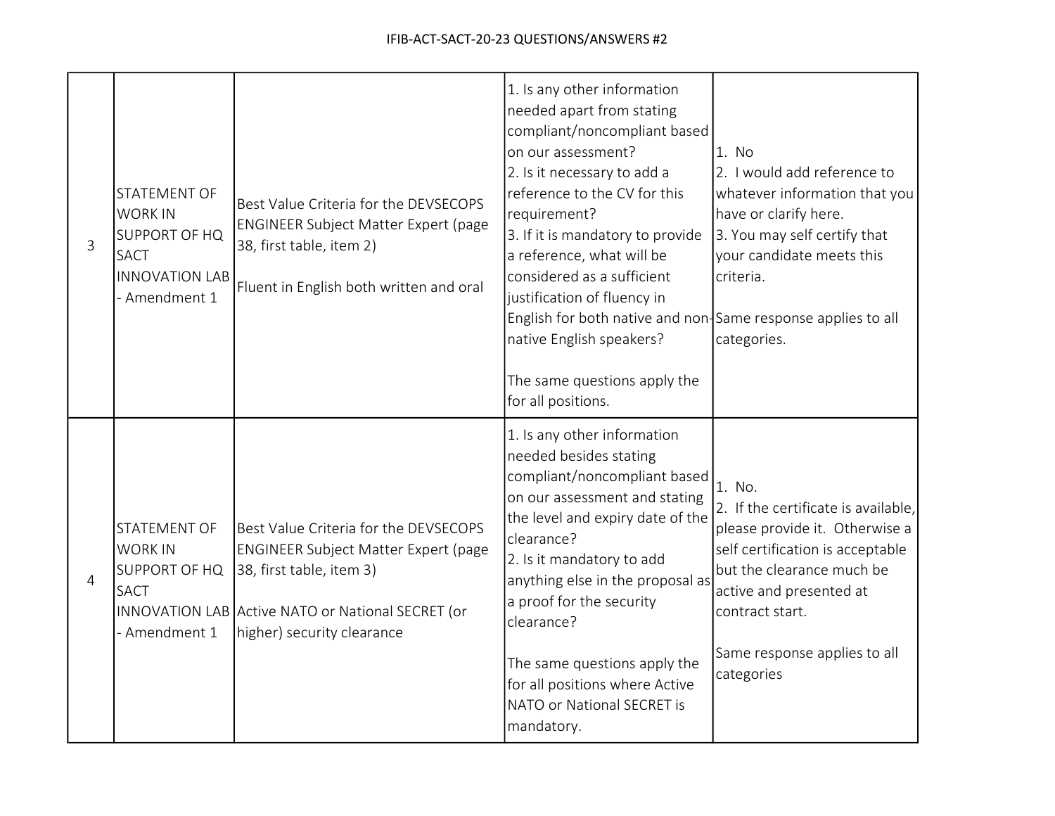| 3 | STATEMENT OF WORK IN SUPPORT OF HQ SACT INNOVATION LAB - Amendment 1 | Best Value Criteria for the DEVSECOPS ENGINEER Subject Matter Expert (page 38, first table, item 2)<br><br>Fluent in English both written and oral | 1. Is any other information needed apart from stating compliant/noncompliant based on our assessment?<br>2. Is it necessary to add a reference to the CV for this requirement?<br>3. If it is mandatory to provide a reference, what will be considered as a sufficient justification of fluency in English for both native and non-native English speakers?<br><br>The same questions apply the for all positions. | 1. No<br>2. I would add reference to whatever information that you have or clarify here.<br>3. You may self certify that your candidate meets this criteria.<br><br>Same response applies to all categories. |
|---|---|---|---|---|
| 4 | STATEMENT OF WORK IN SUPPORT OF HQ SACT INNOVATION LAB - Amendment 1 | Best Value Criteria for the DEVSECOPS ENGINEER Subject Matter Expert (page 38, first table, item 3)<br><br>Active NATO or National SECRET (or higher) security clearance | 1. Is any other information needed besides stating compliant/noncompliant based on our assessment and stating the level and expiry date of the clearance?<br>2. Is it mandatory to add anything else in the proposal as a proof for the security clearance?<br><br>The same questions apply the for all positions where Active NATO or National SECRET is mandatory. | 1. No.<br>2. If the certificate is available, please provide it. Otherwise a self certification is acceptable but the clearance much be active and presented at contract start.<br><br>Same response applies to all categories |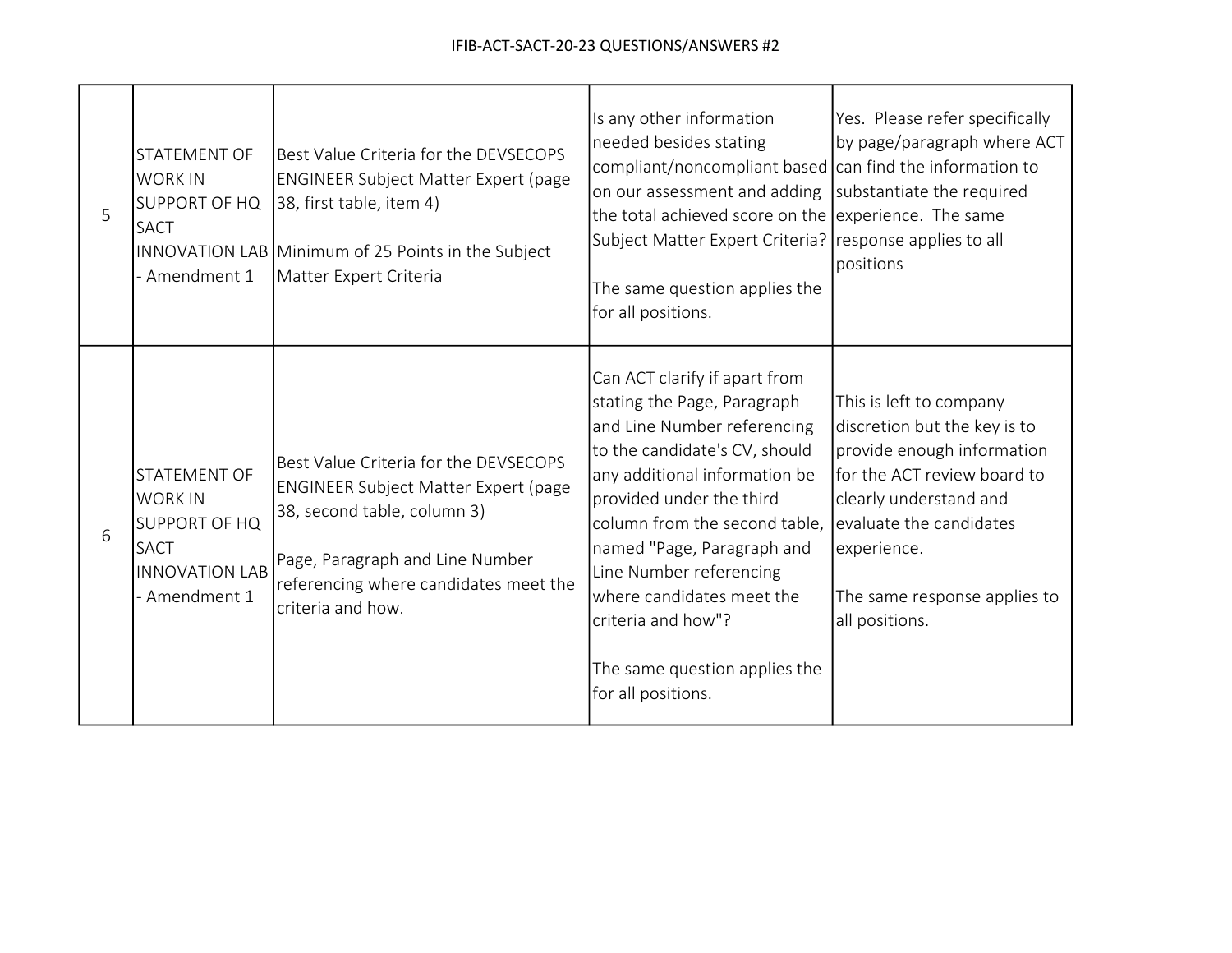| | | | | |
|---|---|---|---|---|
| 5 | STATEMENT OF WORK IN SUPPORT OF HQ SACT INNOVATION LAB - Amendment 1 | Best Value Criteria for the DEVSECOPS ENGINEER Subject Matter Expert (page 38, first table, item 4)<br><br>Minimum of 25 Points in the Subject Matter Expert Criteria | Is any other information needed besides stating compliant/noncompliant based on our assessment and adding the total achieved score on the Subject Matter Expert Criteria?<br><br>The same question applies the for all positions. | Yes. Please refer specifically by page/paragraph where ACT can find the information to substantiate the required experience. The same response applies to all positions |
| 6 | STATEMENT OF WORK IN SUPPORT OF HQ SACT INNOVATION LAB - Amendment 1 | Best Value Criteria for the DEVSECOPS ENGINEER Subject Matter Expert (page 38, second table, column 3)<br><br>Page, Paragraph and Line Number referencing where candidates meet the criteria and how. | Can ACT clarify if apart from stating the Page, Paragraph and Line Number referencing to the candidate's CV, should any additional information be provided under the third column from the second table, named "Page, Paragraph and Line Number referencing where candidates meet the criteria and how"?<br><br>The same question applies the for all positions. | This is left to company discretion but the key is to provide enough information for the ACT review board to clearly understand and evaluate the candidates experience.<br><br>The same response applies to all positions. |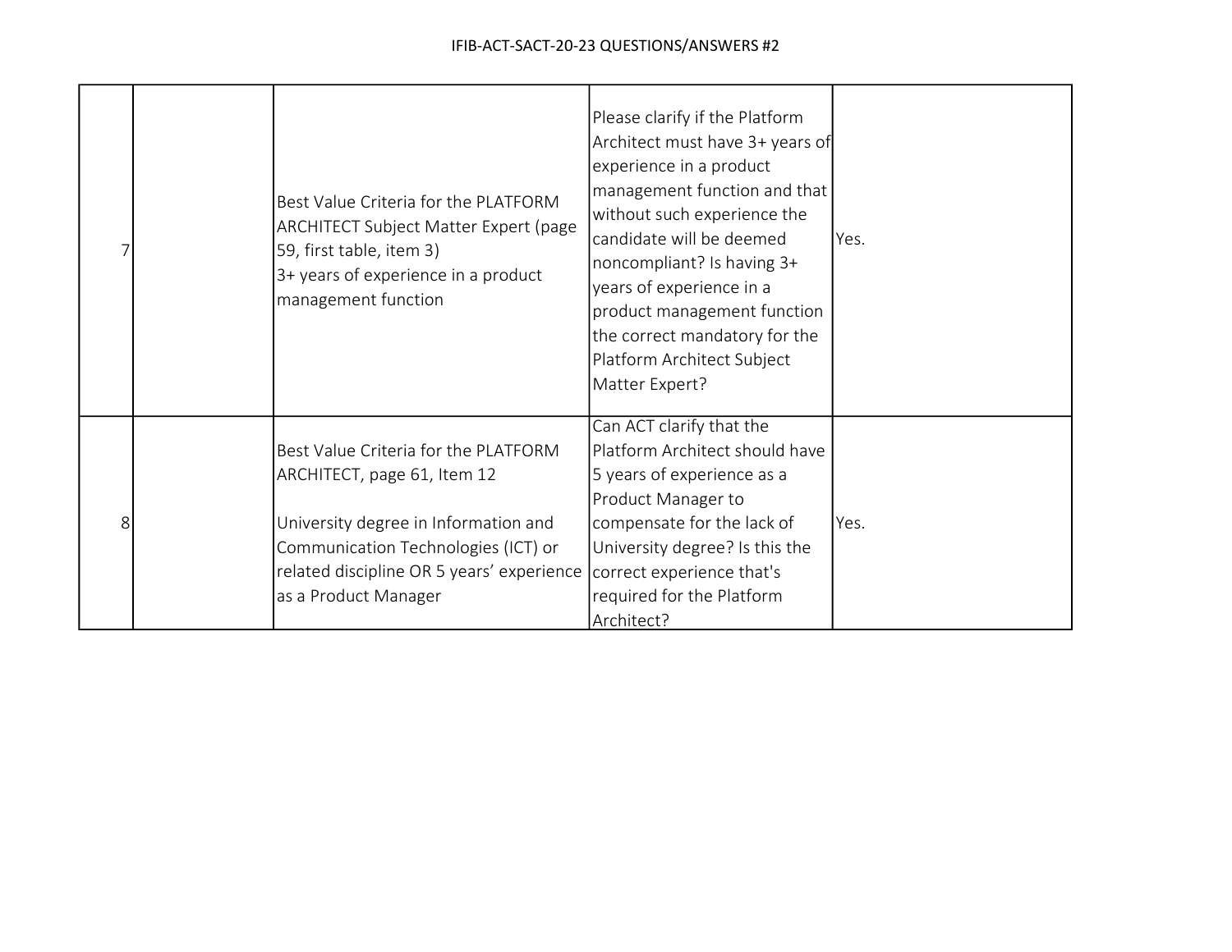| 7 |  | Best Value Criteria for the PLATFORM ARCHITECT Subject Matter Expert (page 59, first table, item 3)<br>3+ years of experience in a product management function | Please clarify if the Platform Architect must have 3+ years of experience in a product management function and that without such experience the candidate will be deemed noncompliant? Is having 3+ years of experience in a product management function the correct mandatory for the Platform Architect Subject Matter Expert? | Yes. |
|---|---|---|---|---|
| 8 |  | Best Value Criteria for the PLATFORM ARCHITECT, page 61, Item 12<br><br>University degree in Information and Communication Technologies (ICT) or related discipline OR 5 years' experience as a Product Manager | Can ACT clarify that the Platform Architect should have 5 years of experience as a Product Manager to compensate for the lack of University degree? Is this the correct experience that's required for the Platform Architect? | Yes. |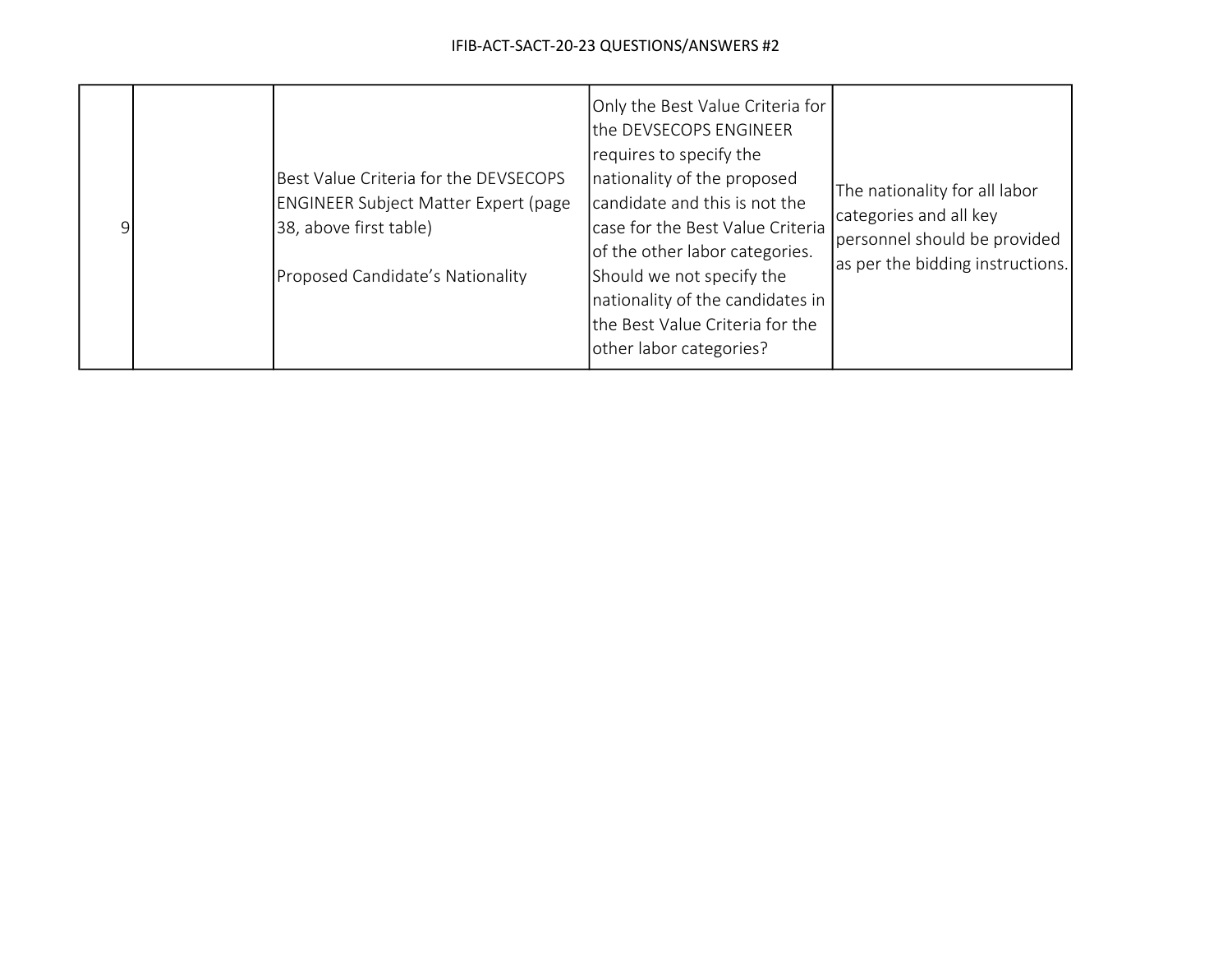| | | | | |
|---|---|---|---|---|
| 9 | | Best Value Criteria for the DEVSECOPS ENGINEER Subject Matter Expert (page 38, above first table)<br><br>Proposed Candidate's Nationality | Only the Best Value Criteria for the DEVSECOPS ENGINEER requires to specify the nationality of the proposed candidate and this is not the case for the Best Value Criteria of the other labor categories. Should we not specify the nationality of the candidates in the Best Value Criteria for the other labor categories? | The nationality for all labor categories and all key personnel should be provided as per the bidding instructions. |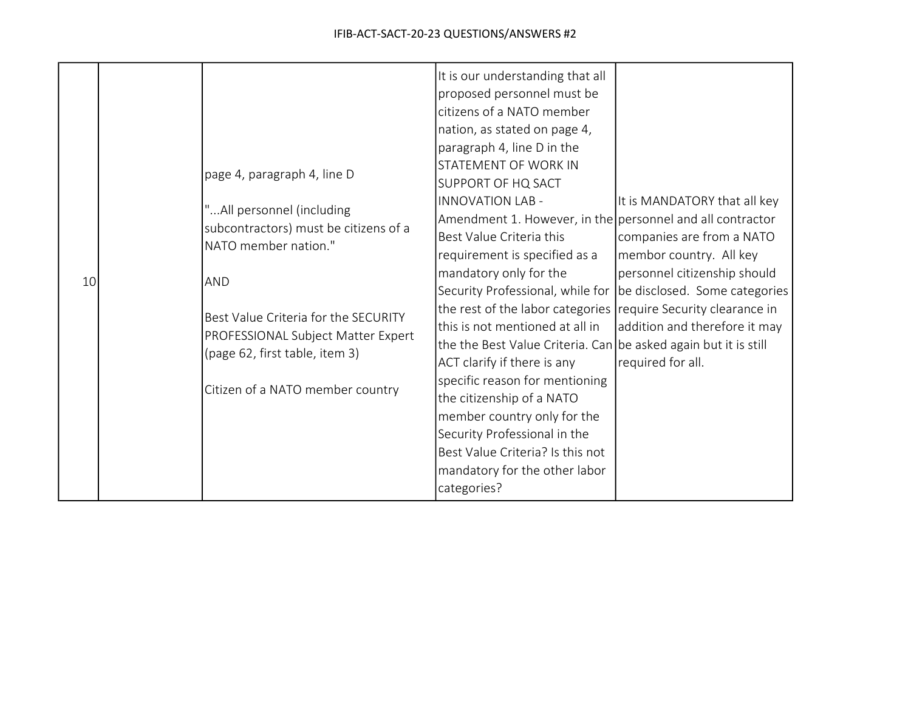IFIB-ACT-SACT-20-23 QUESTIONS/ANSWERS #2

| | | | | |
|---|---|---|---|---|
| 10 | | page 4, paragraph 4, line D<br><br>"...All personnel (including subcontractors) must be citizens of a NATO member nation."<br><br>AND<br><br>Best Value Criteria for the SECURITY PROFESSIONAL Subject Matter Expert (page 62, first table, item 3)<br><br>Citizen of a NATO member country | It is our understanding that all proposed personnel must be citizens of a NATO member nation, as stated on page 4, paragraph 4, line D in the STATEMENT OF WORK IN SUPPORT OF HQ SACT INNOVATION LAB - Amendment 1. However, in the Best Value Criteria this requirement is specified as a mandatory only for the Security Professional, while for the rest of the labor categories this is not mentioned at all in the the Best Value Criteria. Can ACT clarify if there is any specific reason for mentioning the citizenship of a NATO member country only for the Security Professional in the Best Value Criteria? Is this not mandatory for the other labor categories? | It is MANDATORY that all key personnel and all contractor companies are from a NATO membor country. All key personnel citizenship should be disclosed. Some categories require Security clearance in addition and therefore it may be asked again but it is still required for all. |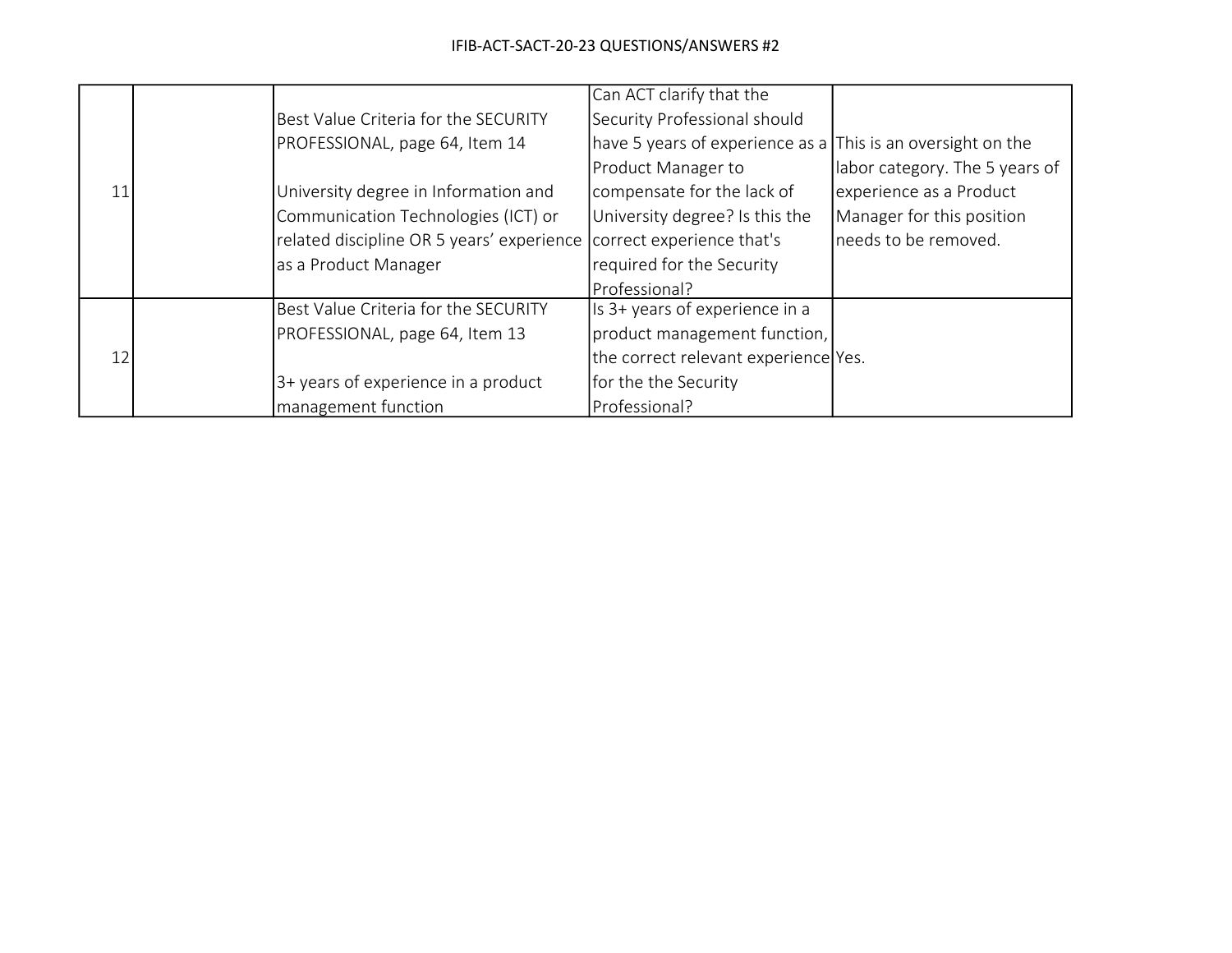| | | | | |
|---|---|---|---|---|
| 11 | | Best Value Criteria for the SECURITY PROFESSIONAL, page 64, Item 14<br><br>University degree in Information and Communication Technologies (ICT) or related discipline OR 5 years' experience as a Product Manager | Can ACT clarify that the Security Professional should have 5 years of experience as a Product Manager to compensate for the lack of University degree? Is this the correct experience that's required for the Security Professional? | This is an oversight on the labor category. The 5 years of experience as a Product Manager for this position needs to be removed. |
| 12 | | Best Value Criteria for the SECURITY PROFESSIONAL, page 64, Item 13<br><br>3+ years of experience in a product management function | Is 3+ years of experience in a product management function, the correct relevant experience for the the Security Professional? | Yes. |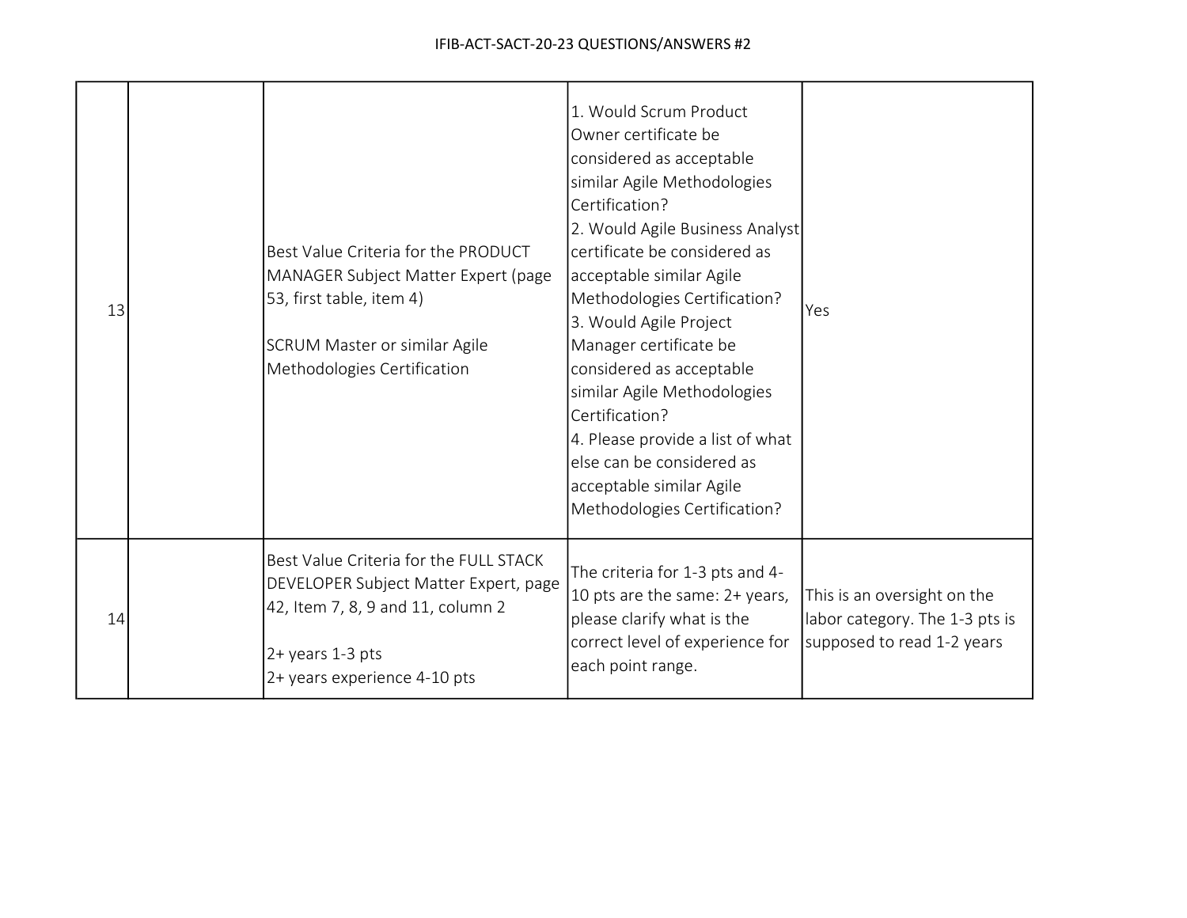| 13 | | Best Value Criteria for the PRODUCT MANAGER Subject Matter Expert (page 53, first table, item 4)<br><br>SCRUM Master or similar Agile Methodologies Certification | 1. Would Scrum Product Owner certificate be considered as acceptable similar Agile Methodologies Certification?<br>2. Would Agile Business Analyst certificate be considered as acceptable similar Agile Methodologies Certification?<br>3. Would Agile Project Manager certificate be considered as acceptable similar Agile Methodologies Certification?<br>4. Please provide a list of what else can be considered as acceptable similar Agile Methodologies Certification? | Yes |
|---|---|---|---|---|
| 14 | | Best Value Criteria for the FULL STACK DEVELOPER Subject Matter Expert, page 42, Item 7, 8, 9 and 11, column 2<br><br>2+ years 1-3 pts<br>2+ years experience 4-10 pts | The criteria for 1-3 pts and 4-10 pts are the same: 2+ years, please clarify what is the correct level of experience for each point range. | This is an oversight on the labor category. The 1-3 pts is supposed to read 1-2 years |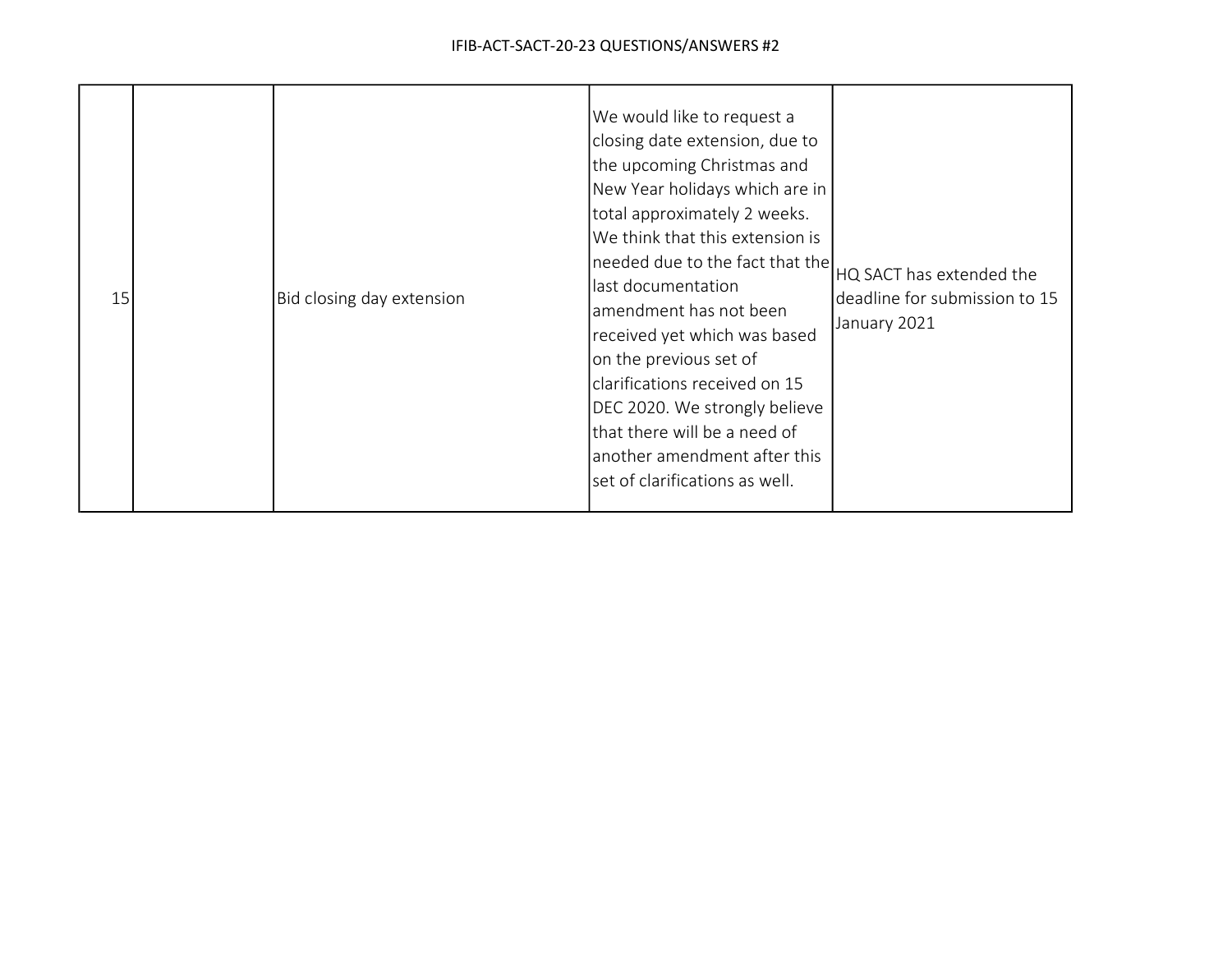| 15 | | Bid closing day extension | We would like to request a closing date extension, due to the upcoming Christmas and New Year holidays which are in total approximately 2 weeks. We think that this extension is needed due to the fact that the last documentation amendment has not been received yet which was based on the previous set of clarifications received on 15 DEC 2020. We strongly believe that there will be a need of another amendment after this set of clarifications as well. | HQ SACT has extended the deadline for submission to 15 January 2021 |
|---|---|---|---|---|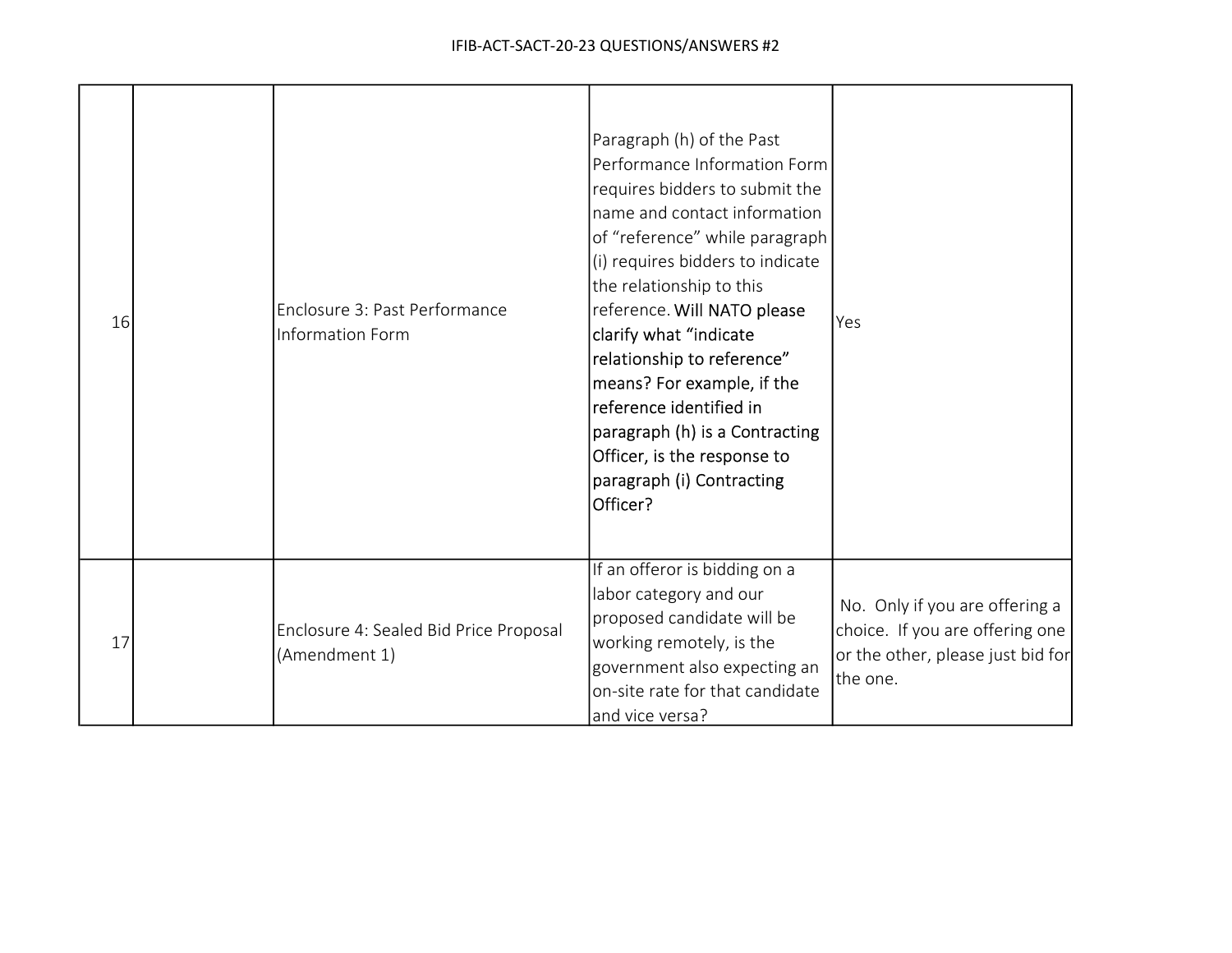IFIB-ACT-SACT-20-23 QUESTIONS/ANSWERS #2

| | | | | |
|---|---|---|---|---|
| 16 | | Enclosure 3: Past Performance Information Form | Paragraph (h) of the Past Performance Information Form requires bidders to submit the name and contact information of "reference" while paragraph (i) requires bidders to indicate the relationship to this reference. Will NATO please clarify what "indicate relationship to reference" means? For example, if the reference identified in paragraph (h) is a Contracting Officer, is the response to paragraph (i) Contracting Officer? | Yes |
| 17 | | Enclosure 4: Sealed Bid Price Proposal (Amendment 1) | If an offeror is bidding on a labor category and our proposed candidate will be working remotely, is the government also expecting an on-site rate for that candidate and vice versa? | No. Only if you are offering a choice. If you are offering one or the other, please just bid for the one. |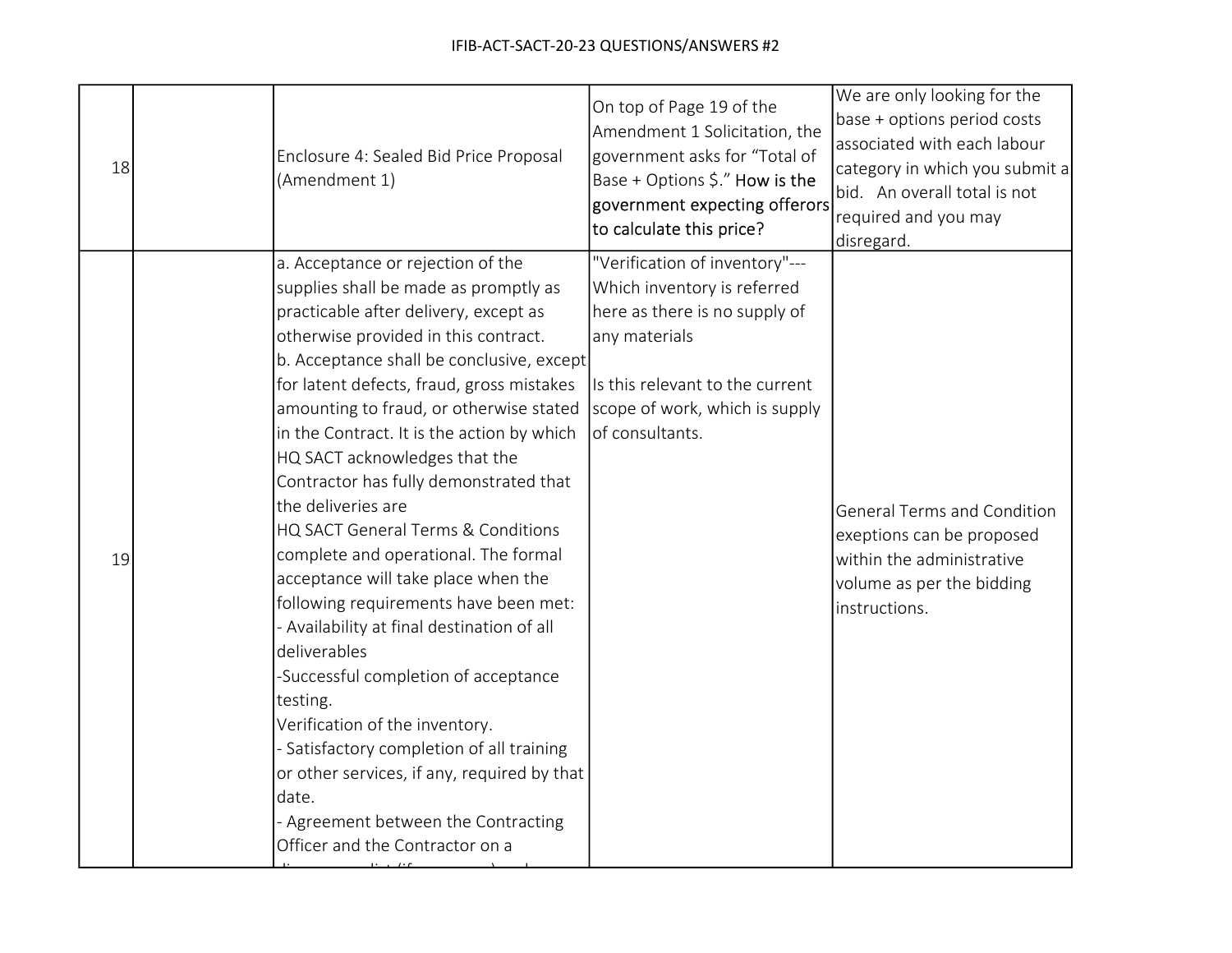IFIB-ACT-SACT-20-23 QUESTIONS/ANSWERS #2

| | | | | |
|---|---|---|---|---|
| 18 | | Enclosure 4: Sealed Bid Price Proposal (Amendment 1) | On top of Page 19 of the Amendment 1 Solicitation, the government asks for "Total of Base + Options $." How is the government expecting offerors to calculate this price? | We are only looking for the base + options period costs associated with each labour category in which you submit a bid. An overall total is not required and you may disregard. |
| 19 | | a. Acceptance or rejection of the supplies shall be made as promptly as practicable after delivery, except as otherwise provided in this contract.<br>b. Acceptance shall be conclusive, except for latent defects, fraud, gross mistakes amounting to fraud, or otherwise stated in the Contract. It is the action by which HQ SACT acknowledges that the Contractor has fully demonstrated that the deliveries are<br>HQ SACT General Terms & Conditions<br>complete and operational. The formal acceptance will take place when the following requirements have been met:<br>- Availability at final destination of all deliverables<br>-Successful completion of acceptance testing.<br>Verification of the inventory.<br>- Satisfactory completion of all training or other services, if any, required by that date.<br>- Agreement between the Contracting Officer and the Contractor on a | "Verification of inventory"--- Which inventory is referred here as there is no supply of any materials<br><br>Is this relevant to the current scope of work, which is supply of consultants. | General Terms and Condition exeptions can be proposed within the administrative volume as per the bidding instructions. |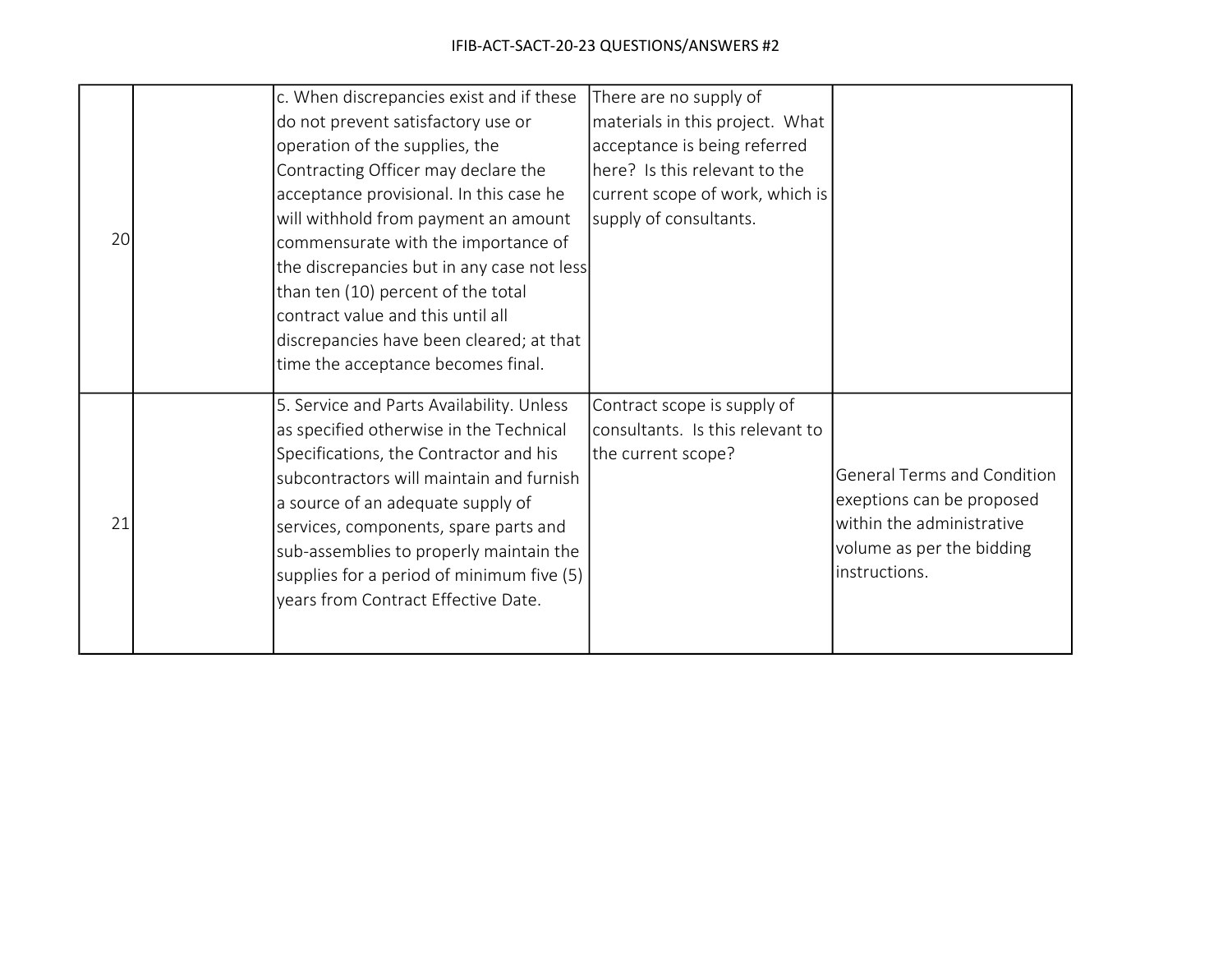| | | | | |
|---|---|---|---|---|
| 20 | | c. When discrepancies exist and if these do not prevent satisfactory use or operation of the supplies, the Contracting Officer may declare the acceptance provisional. In this case he will withhold from payment an amount commensurate with the importance of the discrepancies but in any case not less than ten (10) percent of the total contract value and this until all discrepancies have been cleared; at that time the acceptance becomes final. | There are no supply of materials in this project. What acceptance is being referred here? Is this relevant to the current scope of work, which is supply of consultants. | |
| 21 | | 5. Service and Parts Availability. Unless as specified otherwise in the Technical Specifications, the Contractor and his subcontractors will maintain and furnish a source of an adequate supply of services, components, spare parts and sub-assemblies to properly maintain the supplies for a period of minimum five (5) years from Contract Effective Date. | Contract scope is supply of consultants. Is this relevant to the current scope? | General Terms and Condition exeptions can be proposed within the administrative volume as per the bidding instructions. |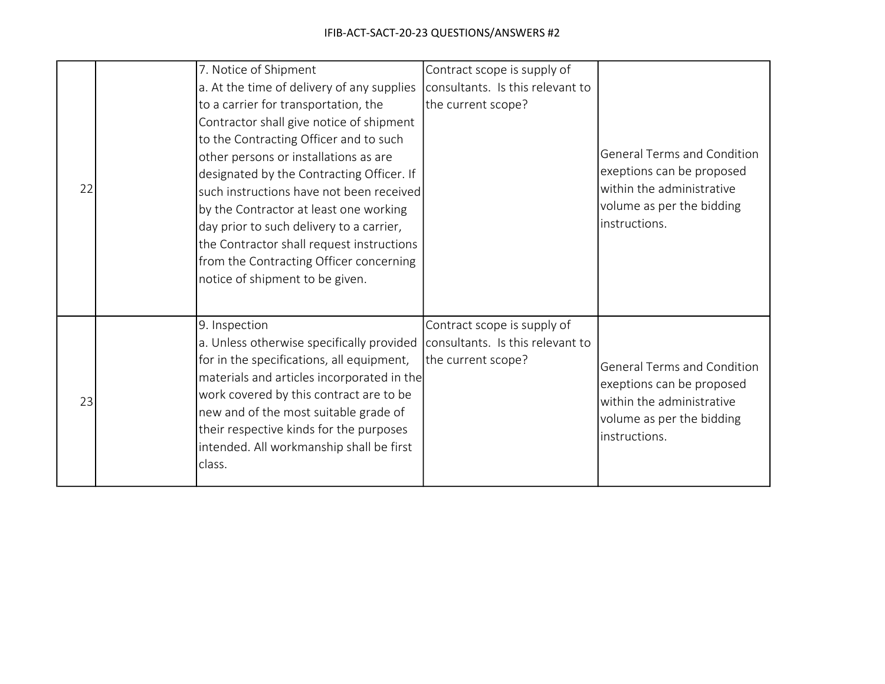| | | | | |
|---|---|---|---|---|
| 22 | | 7. Notice of Shipment<br>a. At the time of delivery of any supplies to a carrier for transportation, the Contractor shall give notice of shipment to the Contracting Officer and to such other persons or installations as are designated by the Contracting Officer. If such instructions have not been received by the Contractor at least one working day prior to such delivery to a carrier, the Contractor shall request instructions from the Contracting Officer concerning notice of shipment to be given. | Contract scope is supply of consultants. Is this relevant to the current scope? | General Terms and Condition exeptions can be proposed within the administrative volume as per the bidding instructions. |
| 23 | | 9. Inspection<br>a. Unless otherwise specifically provided for in the specifications, all equipment, materials and articles incorporated in the work covered by this contract are to be new and of the most suitable grade of their respective kinds for the purposes intended. All workmanship shall be first class. | Contract scope is supply of consultants. Is this relevant to the current scope? | General Terms and Condition exeptions can be proposed within the administrative volume as per the bidding instructions. |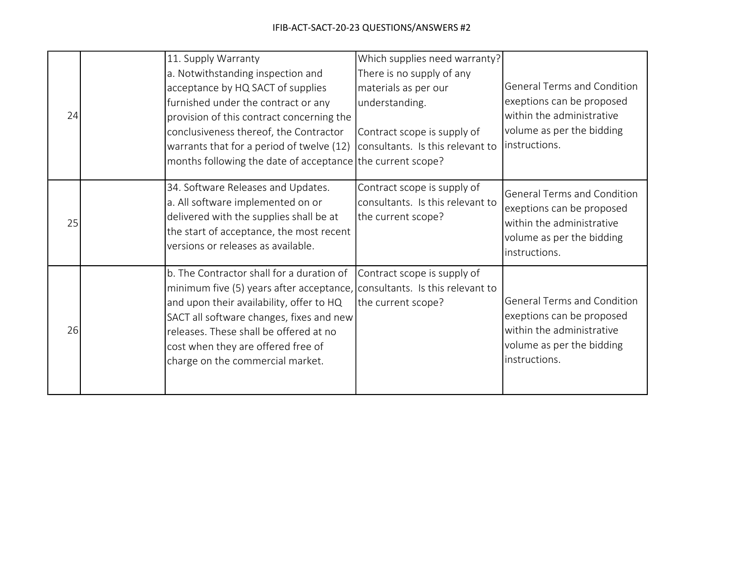IFIB-ACT-SACT-20-23 QUESTIONS/ANSWERS #2

| | | | | |
|---|---|---|---|---|
| 24 | | 11. Supply Warranty<br>a. Notwithstanding inspection and acceptance by HQ SACT of supplies furnished under the contract or any provision of this contract concerning the conclusiveness thereof, the Contractor warrants that for a period of twelve (12) months following the date of acceptance | Which supplies need warranty? There is no supply of any materials as per our understanding.<br><br>Contract scope is supply of consultants. Is this relevant to the current scope? | General Terms and Condition exeptions can be proposed within the administrative volume as per the bidding instructions. |
| 25 | | 34. Software Releases and Updates.<br>a. All software implemented on or delivered with the supplies shall be at the start of acceptance, the most recent versions or releases as available. | Contract scope is supply of consultants. Is this relevant to the current scope? | General Terms and Condition exeptions can be proposed within the administrative volume as per the bidding instructions. |
| 26 | | b. The Contractor shall for a duration of minimum five (5) years after acceptance, and upon their availability, offer to HQ SACT all software changes, fixes and new releases. These shall be offered at no cost when they are offered free of charge on the commercial market. | Contract scope is supply of consultants. Is this relevant to the current scope? | General Terms and Condition exeptions can be proposed within the administrative volume as per the bidding instructions. |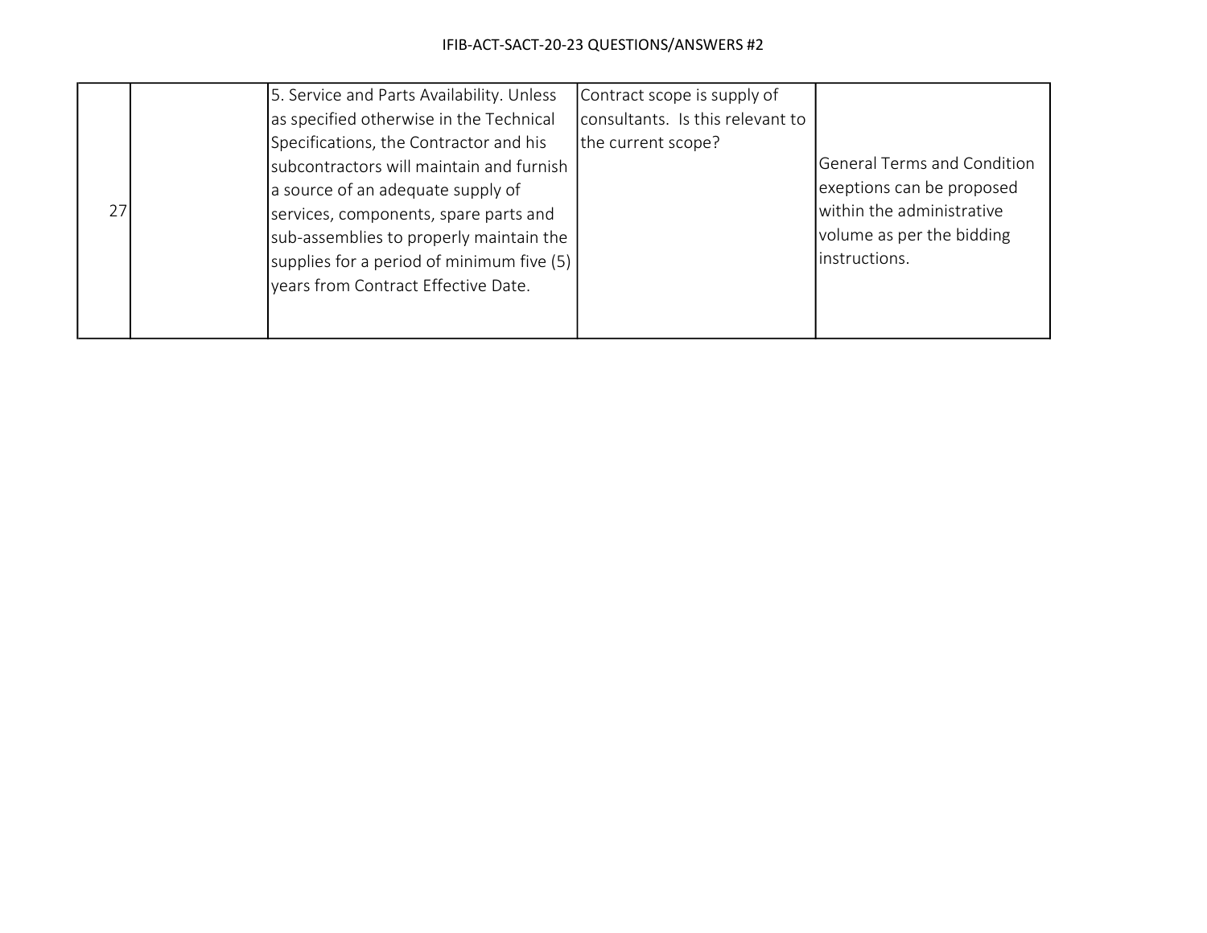| 27 | | 5. Service and Parts Availability. Unless as specified otherwise in the Technical Specifications, the Contractor and his subcontractors will maintain and furnish a source of an adequate supply of services, components, spare parts and sub-assemblies to properly maintain the supplies for a period of minimum five (5) years from Contract Effective Date. | Contract scope is supply of consultants. Is this relevant to the current scope? | General Terms and Condition exeptions can be proposed within the administrative volume as per the bidding instructions. |
|---|---|---|---|---|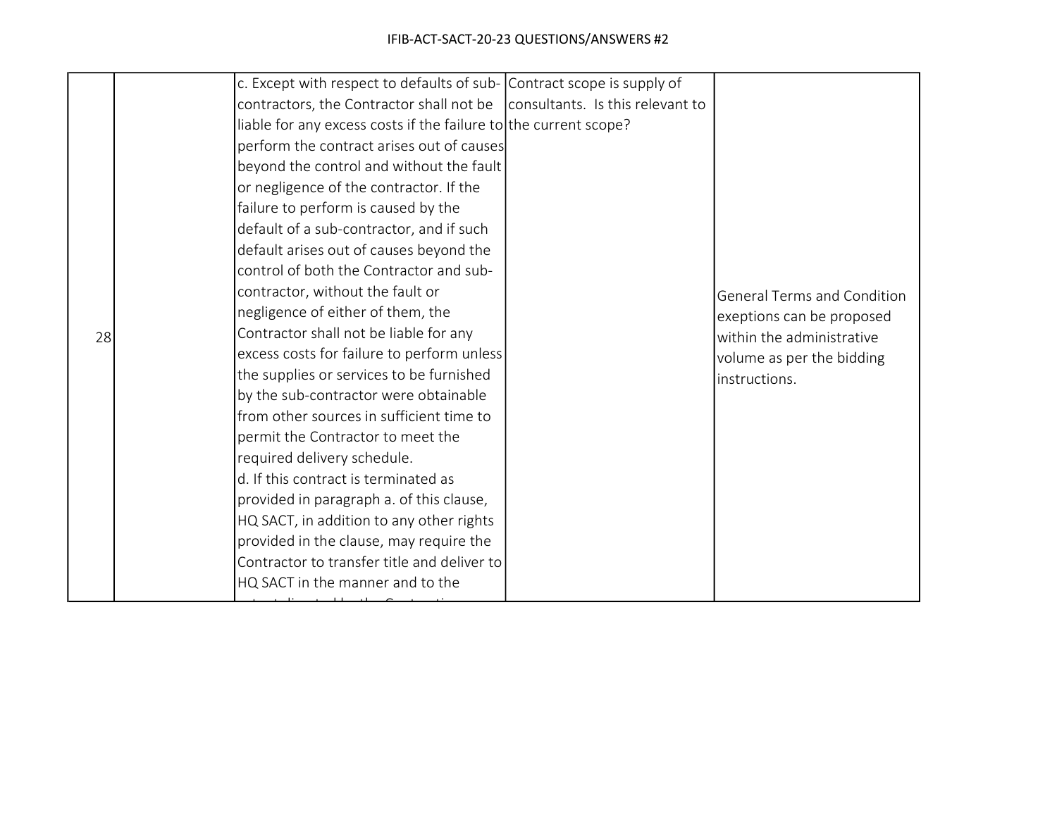| | | | | |
|---|---|---|---|---|
| 28 | | c. Except with respect to defaults of sub-contractors, the Contractor shall not be liable for any excess costs if the failure to perform the contract arises out of causes beyond the control and without the fault or negligence of the contractor. If the failure to perform is caused by the default of a sub-contractor, and if such default arises out of causes beyond the control of both the Contractor and sub-contractor, without the fault or negligence of either of them, the Contractor shall not be liable for any excess costs for failure to perform unless the supplies or services to be furnished by the sub-contractor were obtainable from other sources in sufficient time to permit the Contractor to meet the required delivery schedule.<br>d. If this contract is terminated as provided in paragraph a. of this clause, HQ SACT, in addition to any other rights provided in the clause, may require the Contractor to transfer title and deliver to HQ SACT in the manner and to the | Contract scope is supply of consultants. Is this relevant to the current scope? | General Terms and Condition exeptions can be proposed within the administrative volume as per the bidding instructions. |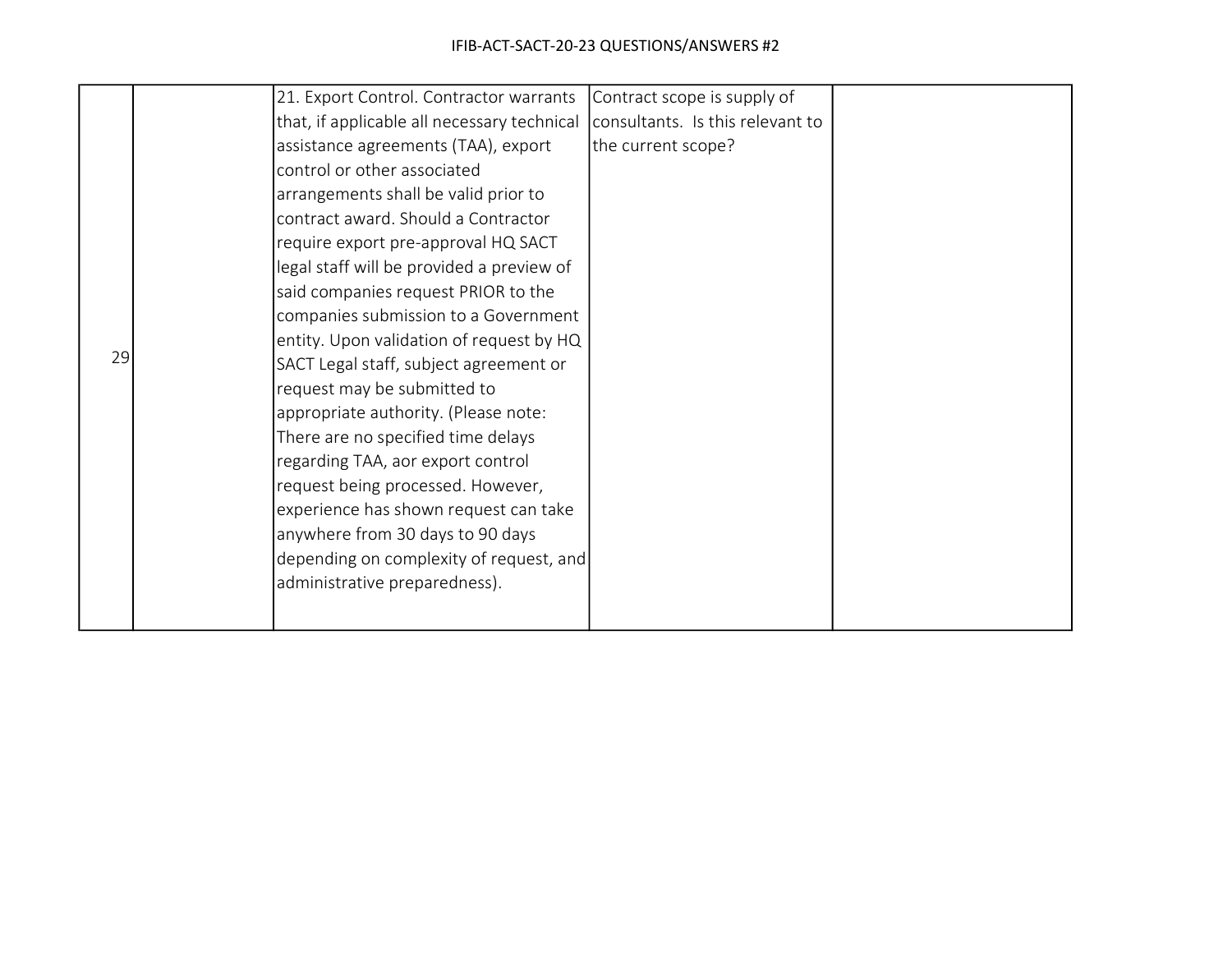| 29 | | 21. Export Control. Contractor warrants that, if applicable all necessary technical assistance agreements (TAA), export control or other associated arrangements shall be valid prior to contract award. Should a Contractor require export pre-approval HQ SACT legal staff will be provided a preview of said companies request PRIOR to the companies submission to a Government entity. Upon validation of request by HQ SACT Legal staff, subject agreement or request may be submitted to appropriate authority. (Please note: There are no specified time delays regarding TAA, aor export control request being processed. However, experience has shown request can take anywhere from 30 days to 90 days depending on complexity of request, and administrative preparedness). | Contract scope is supply of consultants. Is this relevant to the current scope? | |
|---|---|---|---|---|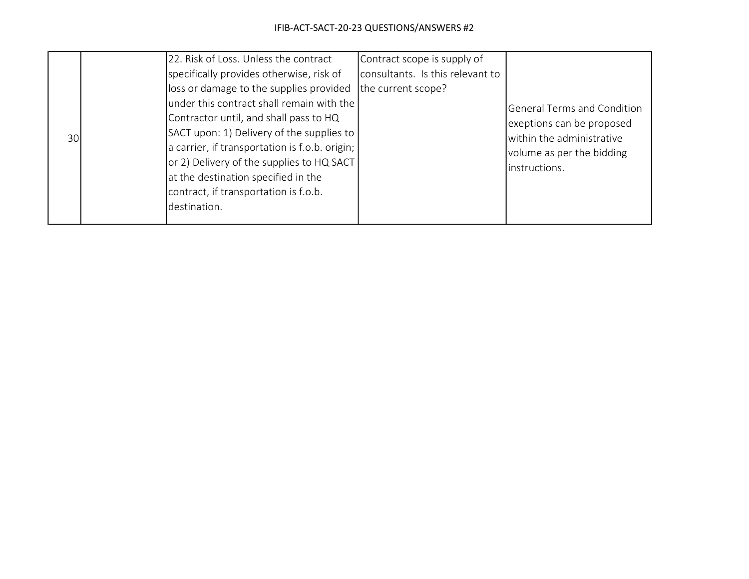| | | | | |
|---|---|---|---|---|
| 30 | | 22. Risk of Loss. Unless the contract specifically provides otherwise, risk of loss or damage to the supplies provided under this contract shall remain with the Contractor until, and shall pass to HQ SACT upon: 1) Delivery of the supplies to a carrier, if transportation is f.o.b. origin; or 2) Delivery of the supplies to HQ SACT at the destination specified in the contract, if transportation is f.o.b. destination. | Contract scope is supply of consultants. Is this relevant to the current scope? | General Terms and Condition exeptions can be proposed within the administrative volume as per the bidding instructions. |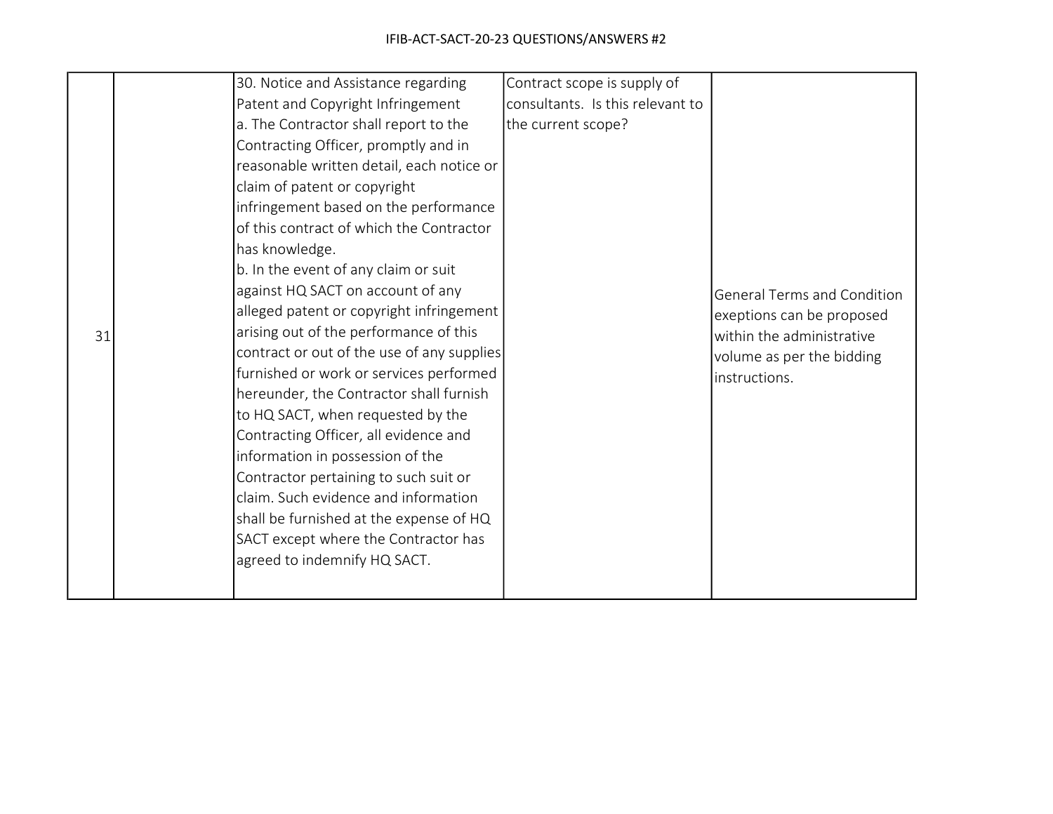| | | | | |
|---|---|---|---|---|
| 31 | | 30. Notice and Assistance regarding Patent and Copyright Infringement<br>a. The Contractor shall report to the Contracting Officer, promptly and in reasonable written detail, each notice or claim of patent or copyright infringement based on the performance of this contract of which the Contractor has knowledge.<br>b. In the event of any claim or suit against HQ SACT on account of any alleged patent or copyright infringement arising out of the performance of this contract or out of the use of any supplies furnished or work or services performed hereunder, the Contractor shall furnish to HQ SACT, when requested by the Contracting Officer, all evidence and information in possession of the Contractor pertaining to such suit or claim. Such evidence and information shall be furnished at the expense of HQ SACT except where the Contractor has agreed to indemnify HQ SACT. | Contract scope is supply of consultants. Is this relevant to the current scope? | General Terms and Condition exeptions can be proposed within the administrative volume as per the bidding instructions. |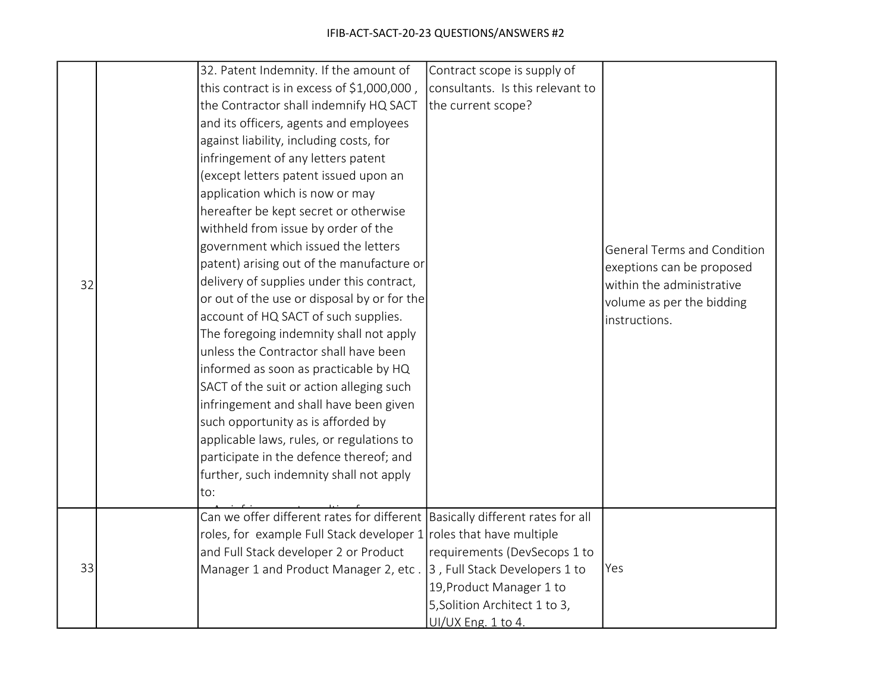| | | | | |
|---|---|---|---|---|
| 32 | | 32. Patent Indemnity. If the amount of this contract is in excess of $1,000,000 , the Contractor shall indemnify HQ SACT and its officers, agents and employees against liability, including costs, for infringement of any letters patent (except letters patent issued upon an application which is now or may hereafter be kept secret or otherwise withheld from issue by order of the government which issued the letters patent) arising out of the manufacture or delivery of supplies under this contract, or out of the use or disposal by or for the account of HQ SACT of such supplies. The foregoing indemnity shall not apply unless the Contractor shall have been informed as soon as practicable by HQ SACT of the suit or action alleging such infringement and shall have been given such opportunity as is afforded by applicable laws, rules, or regulations to participate in the defence thereof; and further, such indemnity shall not apply to: | Contract scope is supply of consultants. Is this relevant to the current scope? | General Terms and Condition exeptions can be proposed within the administrative volume as per the bidding instructions. |
| 33 | | Can we offer different rates for different roles, for example Full Stack developer 1 and Full Stack developer 2 or Product Manager 1 and Product Manager 2, etc . | Basically different rates for all roles that have multiple requirements (DevSecops 1 to 3 , Full Stack Developers 1 to 19,Product Manager 1 to 5,Solition Architect 1 to 3, UI/UX Eng. 1 to 4. | Yes |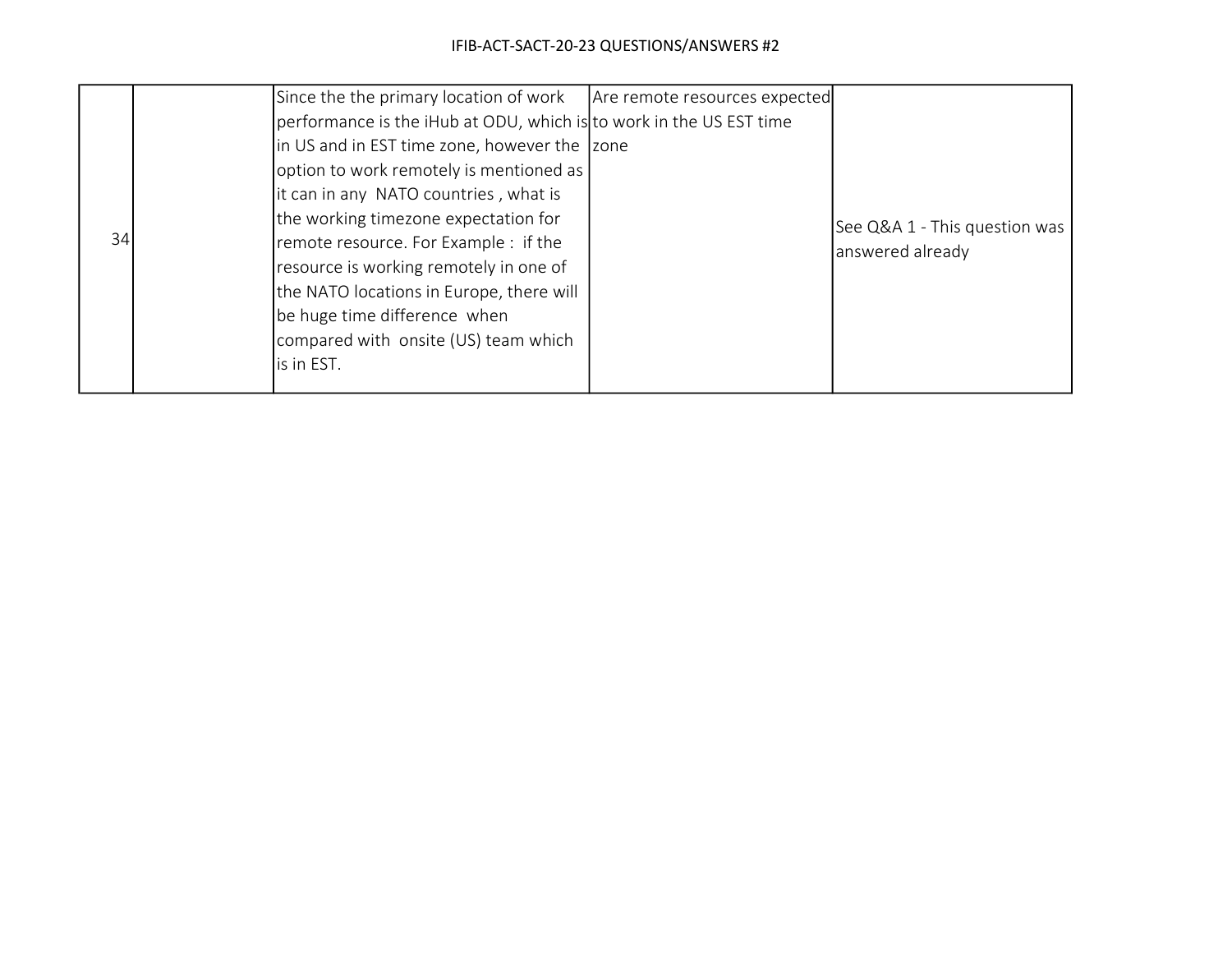| | | | | |
|---|---|---|---|---|
| 34 | | Since the the primary location of work performance is the iHub at ODU, which is in US and in EST time zone, however the option to work remotely is mentioned as it can in any NATO countries , what is the working timezone expectation for remote resource. For Example : if the resource is working remotely in one of the NATO locations in Europe, there will be huge time difference when compared with onsite (US) team which is in EST. | Are remote resources expected to work in the US EST time zone | See Q&A 1 - This question was answered already |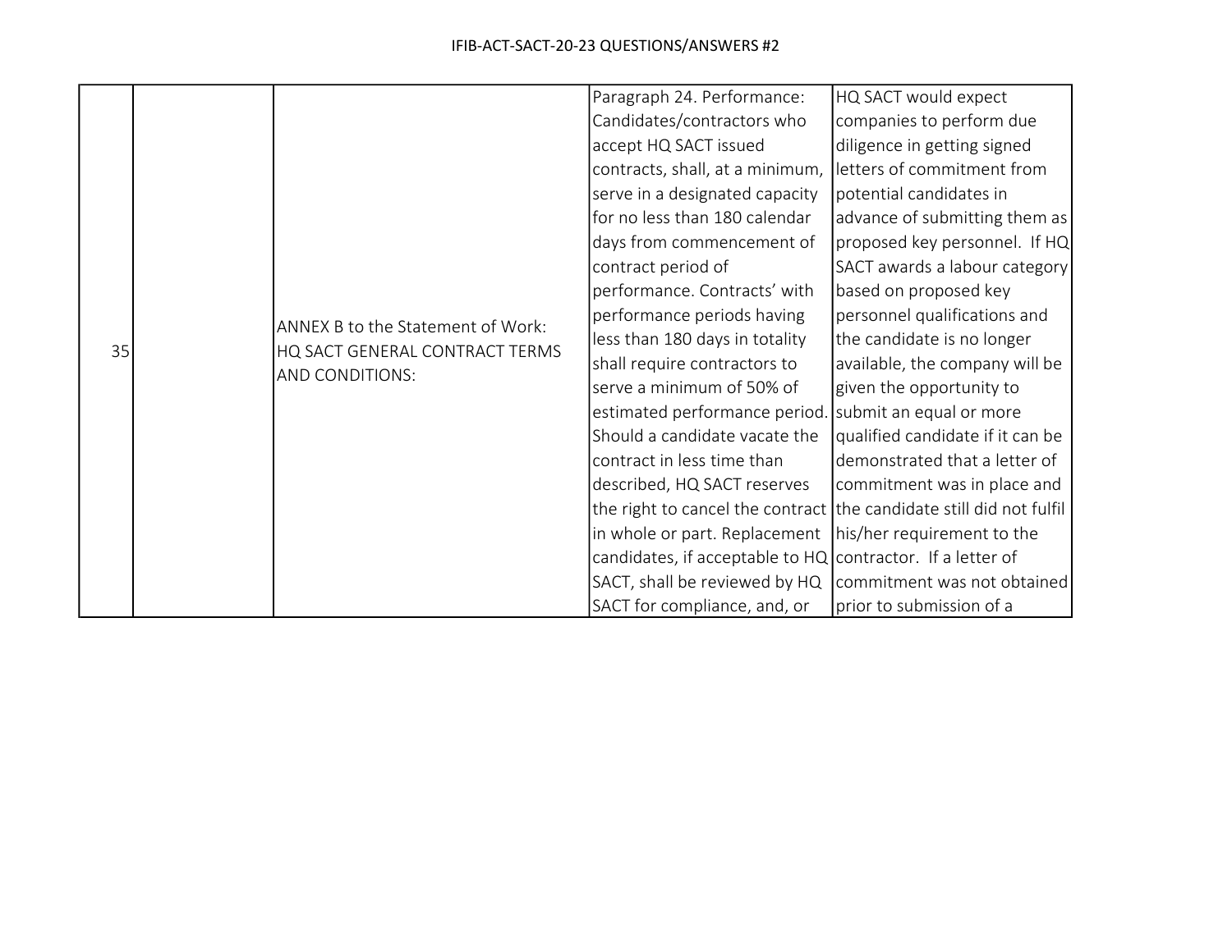| 35 | | ANNEX B to the Statement of Work: HQ SACT GENERAL CONTRACT TERMS AND CONDITIONS: | Paragraph 24. Performance: Candidates/contractors who accept HQ SACT issued contracts, shall, at a minimum, serve in a designated capacity for no less than 180 calendar days from commencement of contract period of performance. Contracts' with performance periods having less than 180 days in totality shall require contractors to serve a minimum of 50% of estimated performance period. Should a candidate vacate the contract in less time than described, HQ SACT reserves the right to cancel the contract in whole or part. Replacement candidates, if acceptable to HQ SACT, shall be reviewed by HQ SACT for compliance, and, or | HQ SACT would expect companies to perform due diligence in getting signed letters of commitment from potential candidates in advance of submitting them as proposed key personnel. If HQ SACT awards a labour category based on proposed key personnel qualifications and the candidate is no longer available, the company will be given the opportunity to submit an equal or more qualified candidate if it can be demonstrated that a letter of commitment was in place and the candidate still did not fulfil his/her requirement to the contractor. If a letter of commitment was not obtained prior to submission of a |
|---|---|---|---|---|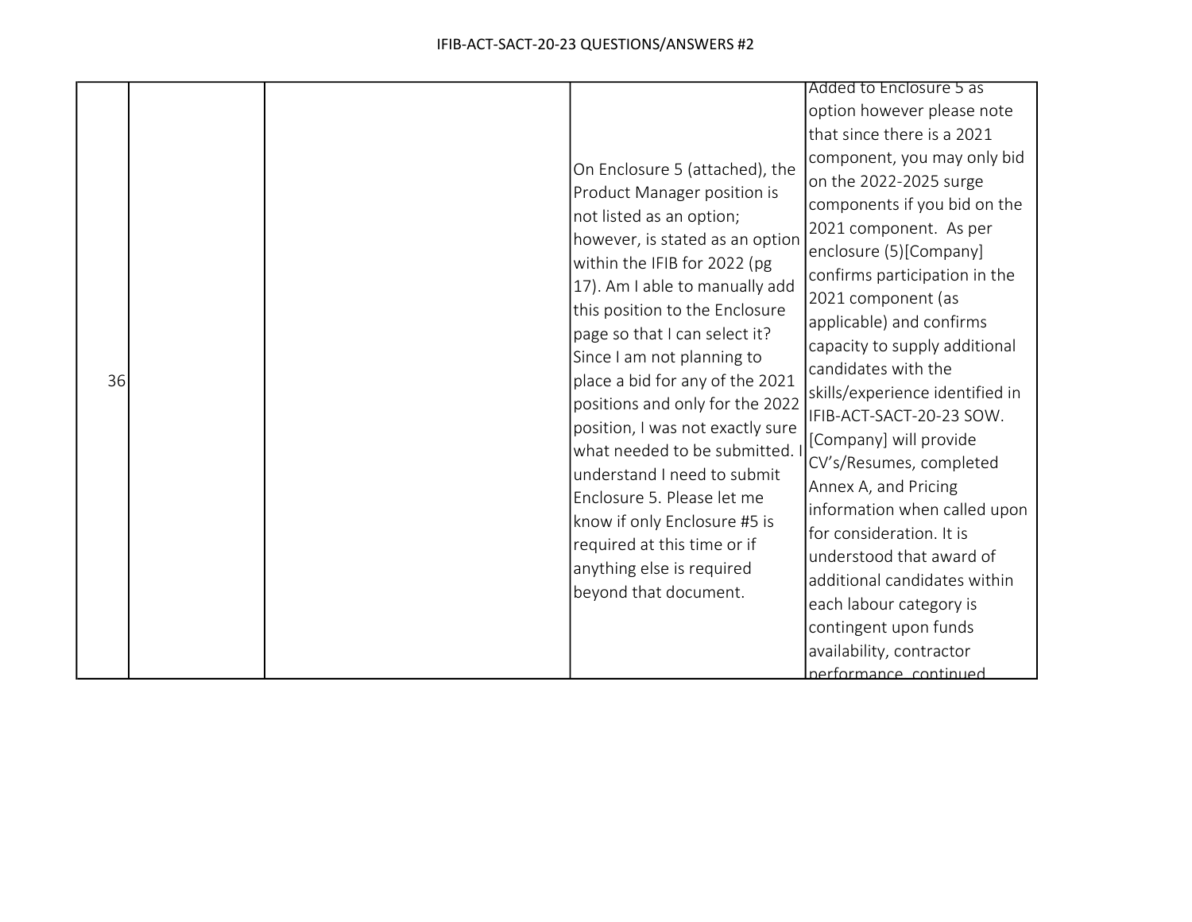| | | | | |
|---|---|---|---|---|
| 36 | | | On Enclosure 5 (attached), the Product Manager position is not listed as an option; however, is stated as an option within the IFIB for 2022 (pg 17). Am I able to manually add this position to the Enclosure page so that I can select it? Since I am not planning to place a bid for any of the 2021 positions and only for the 2022 position, I was not exactly sure what needed to be submitted. I understand I need to submit Enclosure 5. Please let me know if only Enclosure #5 is required at this time or if anything else is required beyond that document. | Added to Enclosure 5 as option however please note that since there is a 2021 component, you may only bid on the 2022-2025 surge components if you bid on the 2021 component. As per enclosure (5)[Company] confirms participation in the 2021 component (as applicable) and confirms capacity to supply additional candidates with the skills/experience identified in IFIB-ACT-SACT-20-23 SOW. [Company] will provide CV's/Resumes, completed Annex A, and Pricing information when called upon for consideration. It is understood that award of additional candidates within each labour category is contingent upon funds availability, contractor performance, continued |